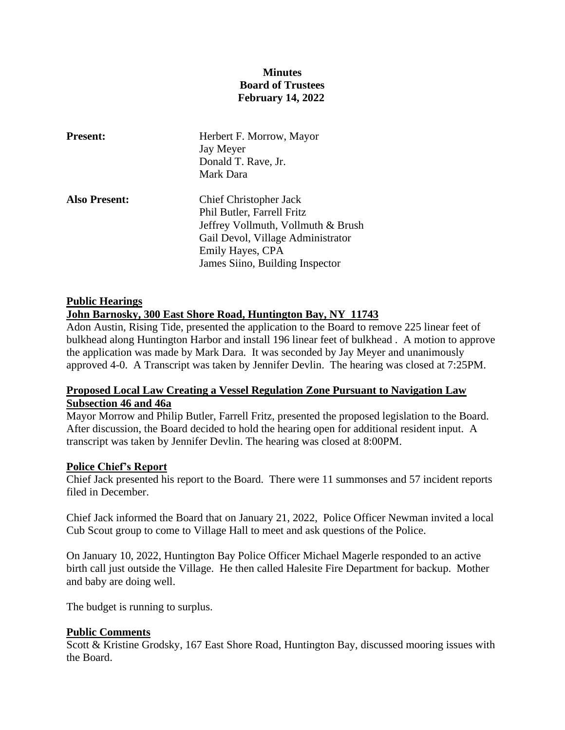**Minutes**
**Board of Trustees**
**February 14, 2022**

| | |
|---|---|
| **Present:** | Herbert F. Morrow, Mayor<br>Jay Meyer<br>Donald T. Rave, Jr.<br>Mark Dara |
| **Also Present:** | Chief Christopher Jack<br>Phil Butler, Farrell Fritz<br>Jeffrey Vollmuth, Vollmuth & Brush<br>Gail Devol, Village Administrator<br>Emily Hayes, CPA<br>James Siino, Building Inspector |

**Public Hearings**

**John Barnosky, 300 East Shore Road, Huntington Bay, NY 11743**

Adon Austin, Rising Tide, presented the application to the Board to remove 225 linear feet of bulkhead along Huntington Harbor and install 196 linear feet of bulkhead . A motion to approve the application was made by Mark Dara. It was seconded by Jay Meyer and unanimously approved 4-0. A Transcript was taken by Jennifer Devlin. The hearing was closed at 7:25PM.

**Proposed Local Law Creating a Vessel Regulation Zone Pursuant to Navigation Law Subsection 46 and 46a**

Mayor Morrow and Philip Butler, Farrell Fritz, presented the proposed legislation to the Board. After discussion, the Board decided to hold the hearing open for additional resident input. A transcript was taken by Jennifer Devlin. The hearing was closed at 8:00PM.

**Police Chief's Report**

Chief Jack presented his report to the Board. There were 11 summonses and 57 incident reports filed in December.

Chief Jack informed the Board that on January 21, 2022, Police Officer Newman invited a local Cub Scout group to come to Village Hall to meet and ask questions of the Police.

On January 10, 2022, Huntington Bay Police Officer Michael Magerle responded to an active birth call just outside the Village. He then called Halesite Fire Department for backup. Mother and baby are doing well.

The budget is running to surplus.

**Public Comments**

Scott & Kristine Grodsky, 167 East Shore Road, Huntington Bay, discussed mooring issues with the Board.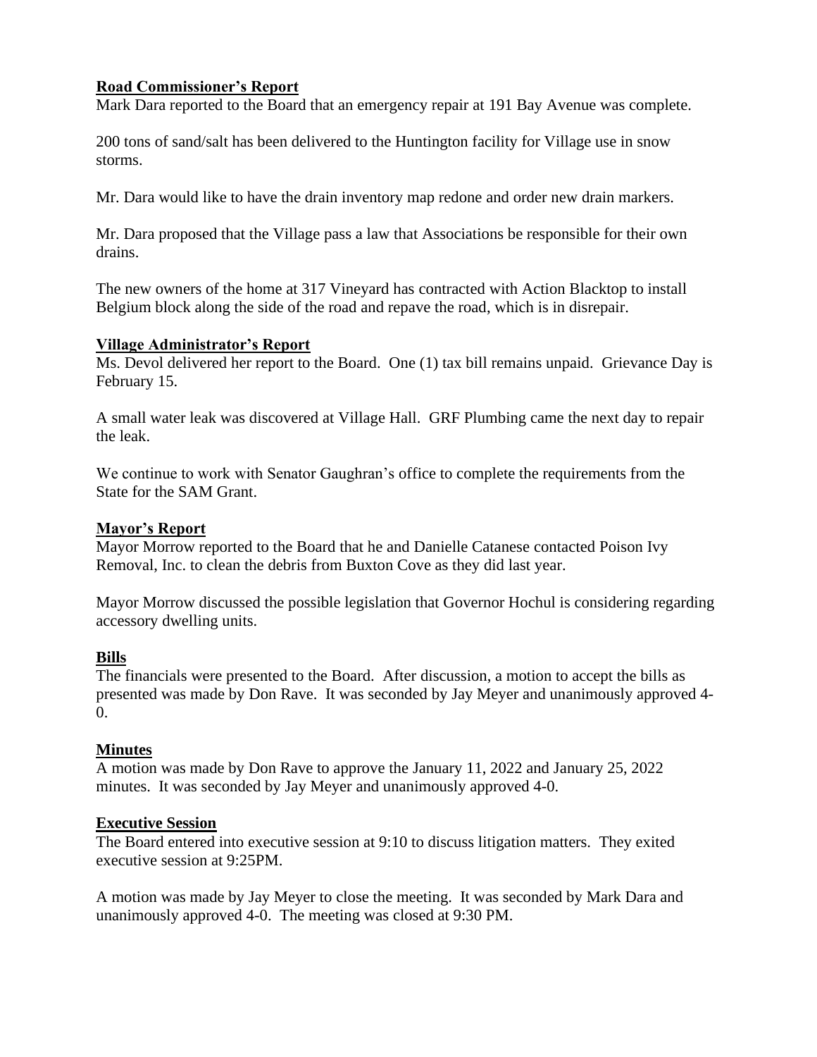**Road Commissioner's Report**

Mark Dara reported to the Board that an emergency repair at 191 Bay Avenue was complete.

200 tons of sand/salt has been delivered to the Huntington facility for Village use in snow storms.

Mr. Dara would like to have the drain inventory map redone and order new drain markers.

Mr. Dara proposed that the Village pass a law that Associations be responsible for their own drains.

The new owners of the home at 317 Vineyard has contracted with Action Blacktop to install Belgium block along the side of the road and repave the road, which is in disrepair.

**Village Administrator's Report**

Ms. Devol delivered her report to the Board. One (1) tax bill remains unpaid. Grievance Day is February 15.

A small water leak was discovered at Village Hall. GRF Plumbing came the next day to repair the leak.

We continue to work with Senator Gaughran's office to complete the requirements from the State for the SAM Grant.

**Mayor's Report**

Mayor Morrow reported to the Board that he and Danielle Catanese contacted Poison Ivy Removal, Inc. to clean the debris from Buxton Cove as they did last year.

Mayor Morrow discussed the possible legislation that Governor Hochul is considering regarding accessory dwelling units.

**Bills**

The financials were presented to the Board. After discussion, a motion to accept the bills as presented was made by Don Rave. It was seconded by Jay Meyer and unanimously approved 4-0.

**Minutes**

A motion was made by Don Rave to approve the January 11, 2022 and January 25, 2022 minutes. It was seconded by Jay Meyer and unanimously approved 4-0.

**Executive Session**

The Board entered into executive session at 9:10 to discuss litigation matters. They exited executive session at 9:25PM.

A motion was made by Jay Meyer to close the meeting. It was seconded by Mark Dara and unanimously approved 4-0. The meeting was closed at 9:30 PM.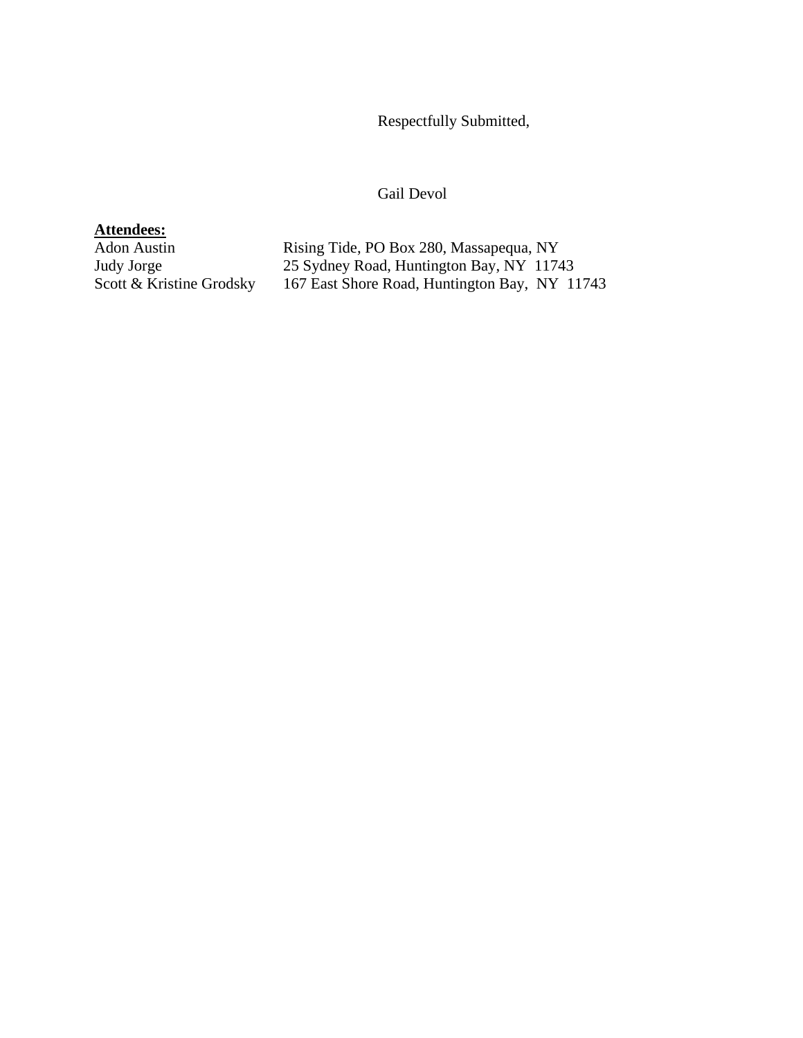Respectfully Submitted,

Gail Devol

**Attendees:**

| | |
|---|---|
| Adon Austin | Rising Tide, PO Box 280, Massapequa, NY |
| Judy Jorge | 25 Sydney Road, Huntington Bay, NY 11743 |
| Scott & Kristine Grodsky | 167 East Shore Road, Huntington Bay, NY 11743 |